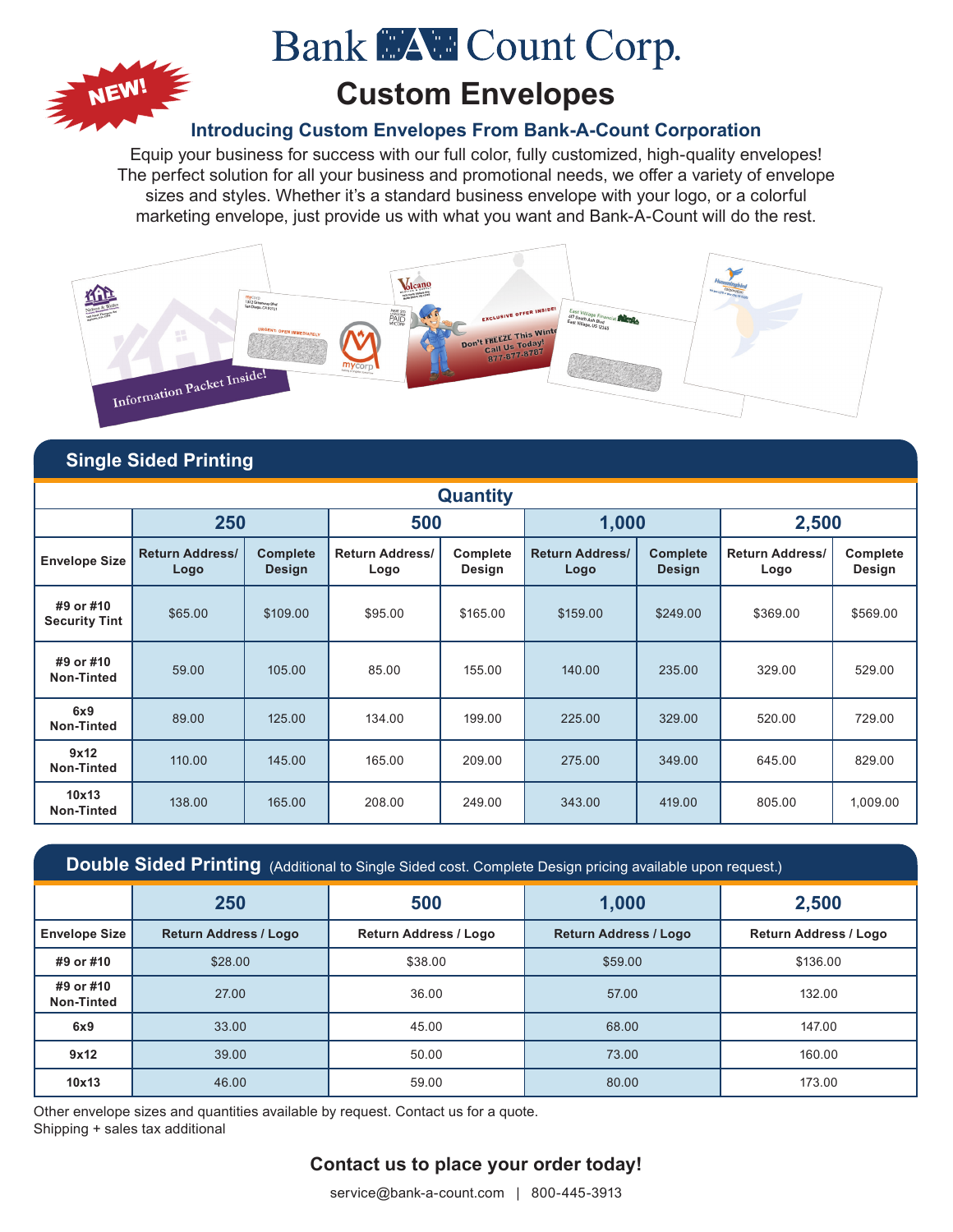# Bank A Count Corp.

NEW!

## Custom Envelopes

### Introducing Custom Envelopes From Bank-A-Count Corporation

Equip your business for success with our full color, fully customized, high-quality envelopes! The perfect solution for all your business and promotional needs, we offer a variety of envelope sizes and styles. Whether it's a standard business envelope with your logo, or a colorful marketing envelope, just provide us with what you want and Bank-A-Count will do the rest.

## Single Sided Printing

| | Quantity | | | | | | | |
|---|---|---|---|---|---|---|---|---|
| | 250 | | 500 | | 1,000 | | 2,500 | |
| Envelope Size | Return Address/ Logo | Complete Design | Return Address/ Logo | Complete Design | Return Address/ Logo | Complete Design | Return Address/ Logo | Complete Design |
| #9 or #10 Security Tint | $65.00 | $109.00 | $95.00 | $165.00 | $159.00 | $249.00 | $369.00 | $569.00 |
| #9 or #10 Non-Tinted | 59.00 | 105.00 | 85.00 | 155.00 | 140.00 | 235.00 | 329.00 | 529.00 |
| 6x9 Non-Tinted | 89.00 | 125.00 | 134.00 | 199.00 | 225.00 | 329.00 | 520.00 | 729.00 |
| 9x12 Non-Tinted | 110.00 | 145.00 | 165.00 | 209.00 | 275.00 | 349.00 | 645.00 | 829.00 |
| 10x13 Non-Tinted | 138.00 | 165.00 | 208.00 | 249.00 | 343.00 | 419.00 | 805.00 | 1,009.00 |

## Double Sided Printing (Additional to Single Sided cost. Complete Design pricing available upon request.)

| | 250 | 500 | 1,000 | 2,500 |
|---|---|---|---|---|
| Envelope Size | Return Address / Logo | Return Address / Logo | Return Address / Logo | Return Address / Logo |
| #9 or #10 | $28.00 | $38.00 | $59.00 | $136.00 |
| #9 or #10 Non-Tinted | 27.00 | 36.00 | 57.00 | 132.00 |
| 6x9 | 33.00 | 45.00 | 68.00 | 147.00 |
| 9x12 | 39.00 | 50.00 | 73.00 | 160.00 |
| 10x13 | 46.00 | 59.00 | 80.00 | 173.00 |

Other envelope sizes and quantities available by request. Contact us for a quote.
Shipping + sales tax additional

**Contact us to place your order today!**

service@bank-a-count.com | 800-445-3913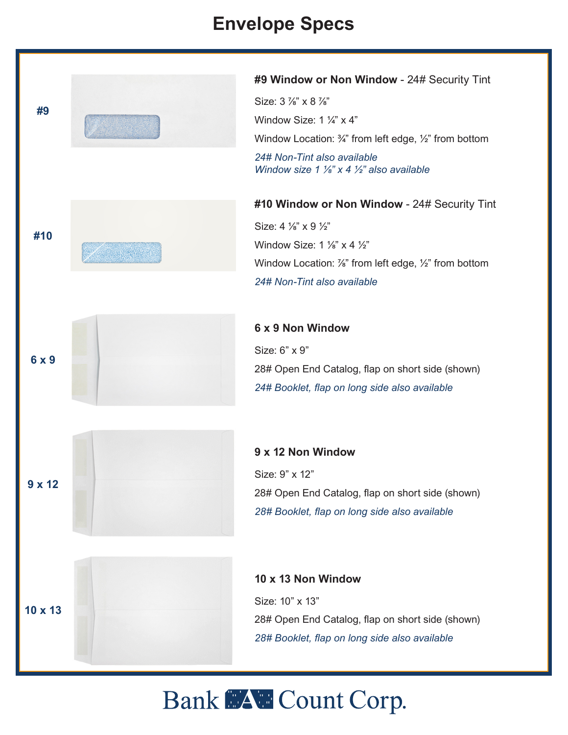# Envelope Specs

**#9**

**#9 Window or Non Window** - 24# Security Tint

Size: 3 ⅞" x 8 ⅞"

Window Size: 1 ¼" x 4"

Window Location: ¾" from left edge, ½" from bottom

*24# Non-Tint also available*
*Window size 1 ⅛" x 4 ½" also available*

**#10**

**#10 Window or Non Window** - 24# Security Tint

Size: 4 ⅛" x 9 ½"

Window Size: 1 ⅛" x 4 ½"

Window Location: ⅞" from left edge, ½" from bottom

*24# Non-Tint also available*

**6 x 9**

**6 x 9 Non Window**

Size: 6" x 9"

28# Open End Catalog, flap on short side (shown)

*24# Booklet, flap on long side also available*

**9 x 12**

**9 x 12 Non Window**

Size: 9" x 12"

28# Open End Catalog, flap on short side (shown)

*28# Booklet, flap on long side also available*

**10 x 13**

**10 x 13 Non Window**

Size: 10" x 13"

28# Open End Catalog, flap on short side (shown)

*28# Booklet, flap on long side also available*

Bank Count Corp.